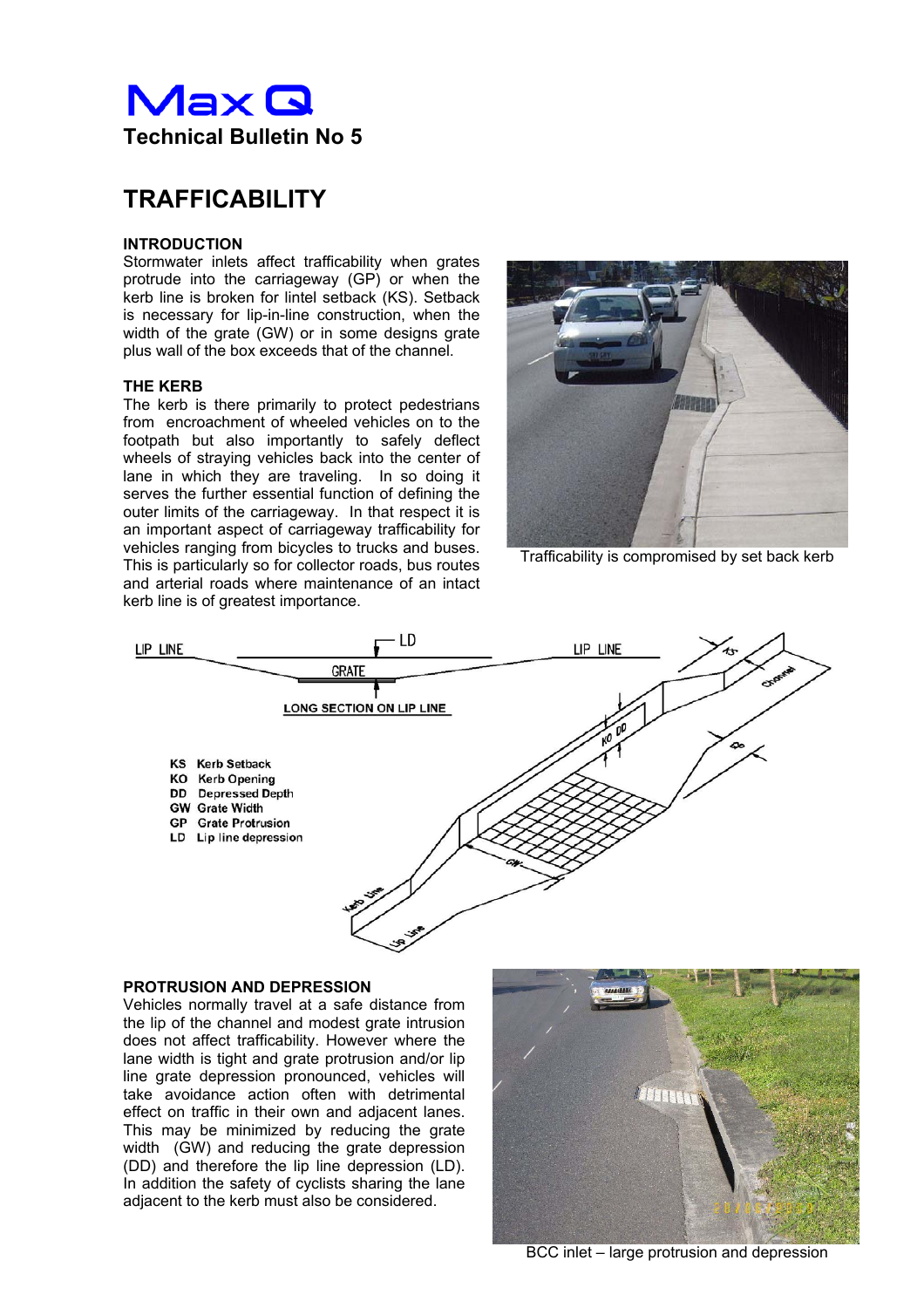# Max Q

## Technical Bulletin No 5

# TRAFFICABILITY

### INTRODUCTION

Stormwater inlets affect trafficability when grates protrude into the carriageway (GP) or when the kerb line is broken for lintel setback (KS). Setback is necessary for lip-in-line construction, when the width of the grate (GW) or in some designs grate plus wall of the box exceeds that of the channel.

Trafficability is compromised by set back kerb

### THE KERB

The kerb is there primarily to protect pedestrians from encroachment of wheeled vehicles on to the footpath but also importantly to safely deflect wheels of straying vehicles back into the center of lane in which they are traveling. In so doing it serves the further essential function of defining the outer limits of the carriageway. In that respect it is an important aspect of carriageway trafficability for vehicles ranging from bicycles to trucks and buses. This is particularly so for collector roads, bus routes and arterial roads where maintenance of an intact kerb line is of greatest importance.

LIP LINE — LD — LIP LINE

GRATE

LONG SECTION ON LIP LINE

- **KS** Kerb Setback
- **KO** Kerb Opening
- **DD** Depressed Depth
- **GW** Grate Width
- **GP** Grate Protrusion
- **LD** Lip line depression

### PROTRUSION AND DEPRESSION

Vehicles normally travel at a safe distance from the lip of the channel and modest grate intrusion does not affect trafficability. However where the lane width is tight and grate protrusion and/or lip line grate depression pronounced, vehicles will take avoidance action often with detrimental effect on traffic in their own and adjacent lanes. This may be minimized by reducing the grate width (GW) and reducing the grate depression (DD) and therefore the lip line depression (LD). In addition the safety of cyclists sharing the lane adjacent to the kerb must also be considered.

BCC inlet – large protrusion and depression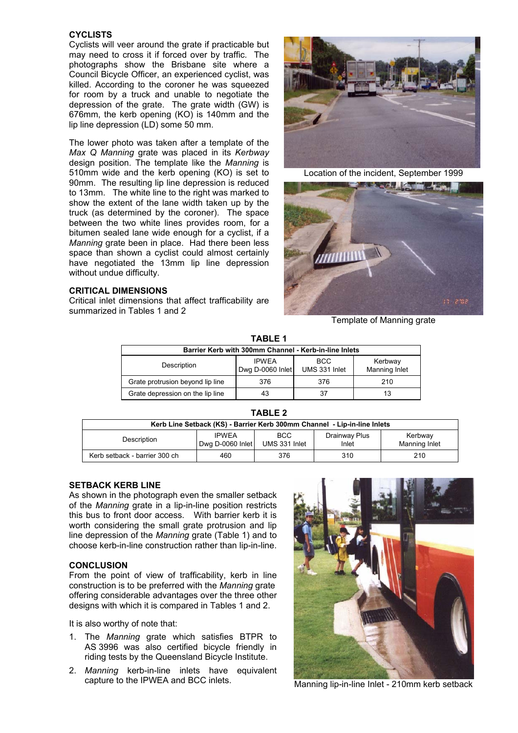## CYCLISTS

Cyclists will veer around the grate if practicable but may need to cross it if forced over by traffic. The photographs show the Brisbane site where a Council Bicycle Officer, an experienced cyclist, was killed. According to the coroner he was squeezed for room by a truck and unable to negotiate the depression of the grate. The grate width (GW) is 676mm, the kerb opening (KO) is 140mm and the lip line depression (LD) some 50 mm.

The lower photo was taken after a template of the *Max Q Manning* grate was placed in its *Kerbway* design position. The template like the *Manning* is 510mm wide and the kerb opening (KO) is set to 90mm. The resulting lip line depression is reduced to 13mm. The white line to the right was marked to show the extent of the lane width taken up by the truck (as determined by the coroner). The space between the two white lines provides room, for a bitumen sealed lane wide enough for a cyclist, if a *Manning* grate been in place. Had there been less space than shown a cyclist could almost certainly have negotiated the 13mm lip line depression without undue difficulty.

Location of the incident, September 1999

Template of Manning grate

## CRITICAL DIMENSIONS

Critical inlet dimensions that affect trafficability are summarized in Tables 1 and 2

**TABLE 1**

| Barrier Kerb with 300mm Channel - Kerb-in-line Inlets | | | |
|---|---|---|---|
| Description | IPWEA Dwg D-0060 Inlet | BCC UMS 331 Inlet | Kerbway Manning Inlet |
| Grate protrusion beyond lip line | 376 | 376 | 210 |
| Grate depression on the lip line | 43 | 37 | 13 |

**TABLE 2**

| Kerb Line Setback (KS) - Barrier Kerb 300mm Channel - Lip-in-line Inlets | | | | |
|---|---|---|---|---|
| Description | IPWEA Dwg D-0060 Inlet | BCC UMS 331 Inlet | Drainway Plus Inlet | Kerbway Manning Inlet |
| Kerb setback - barrier 300 ch | 460 | 376 | 310 | 210 |

## SETBACK KERB LINE

As shown in the photograph even the smaller setback of the *Manning* grate in a lip-in-line position restricts this bus to front door access. With barrier kerb it is worth considering the small grate protrusion and lip line depression of the *Manning* grate (Table 1) and to choose kerb-in-line construction rather than lip-in-line.

## CONCLUSION

From the point of view of trafficability, kerb in line construction is to be preferred with the *Manning* grate offering considerable advantages over the three other designs with which it is compared in Tables 1 and 2.

It is also worthy of note that:

1. The *Manning* grate which satisfies BTPR to AS 3996 was also certified bicycle friendly in riding tests by the Queensland Bicycle Institute.
2. *Manning* kerb-in-line inlets have equivalent capture to the IPWEA and BCC inlets.

Manning lip-in-line Inlet - 210mm kerb setback